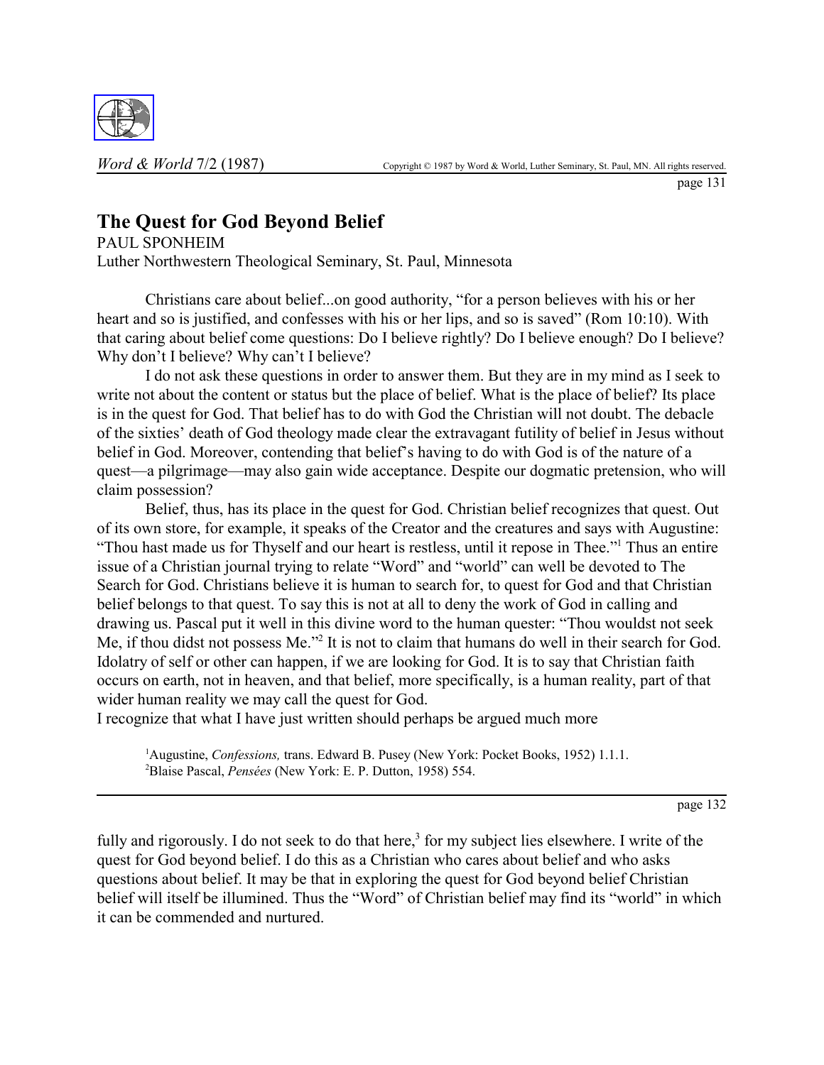# The Quest for God Beyond Belief

PAUL SPONHEIM

Luther Northwestern Theological Seminary, St. Paul, Minnesota

Christians care about belief...on good authority, "for a person believes with his or her heart and so is justified, and confesses with his or her lips, and so is saved" (Rom 10:10). With that caring about belief come questions: Do I believe rightly? Do I believe enough? Do I believe? Why don't I believe? Why can't I believe?

I do not ask these questions in order to answer them. But they are in my mind as I seek to write not about the content or status but the place of belief. What is the place of belief? Its place is in the quest for God. That belief has to do with God the Christian will not doubt. The debacle of the sixties' death of God theology made clear the extravagant futility of belief in Jesus without belief in God. Moreover, contending that belief's having to do with God is of the nature of a quest—a pilgrimage—may also gain wide acceptance. Despite our dogmatic pretension, who will claim possession?

Belief, thus, has its place in the quest for God. Christian belief recognizes that quest. Out of its own store, for example, it speaks of the Creator and the creatures and says with Augustine: "Thou hast made us for Thyself and our heart is restless, until it repose in Thee."[1] Thus an entire issue of a Christian journal trying to relate "Word" and "world" can well be devoted to The Search for God. Christians believe it is human to search for, to quest for God and that Christian belief belongs to that quest. To say this is not at all to deny the work of God in calling and drawing us. Pascal put it well in this divine word to the human quester: "Thou wouldst not seek Me, if thou didst not possess Me."[2] It is not to claim that humans do well in their search for God. Idolatry of self or other can happen, if we are looking for God. It is to say that Christian faith occurs on earth, not in heaven, and that belief, more specifically, is a human reality, part of that wider human reality we may call the quest for God.

I recognize that what I have just written should perhaps be argued much more fully and rigorously. I do not seek to do that here,[3] for my subject lies elsewhere. I write of the quest for God beyond belief. I do this as a Christian who cares about belief and who asks questions about belief. It may be that in exploring the quest for God beyond belief Christian belief will itself be illumined. Thus the "Word" of Christian belief may find its "world" in which it can be commended and nurtured.

---

[1] Augustine, *Confessions,* trans. Edward B. Pusey (New York: Pocket Books, 1952) 1.1.1.

[2] Blaise Pascal, *Pensées* (New York: E. P. Dutton, 1958) 554.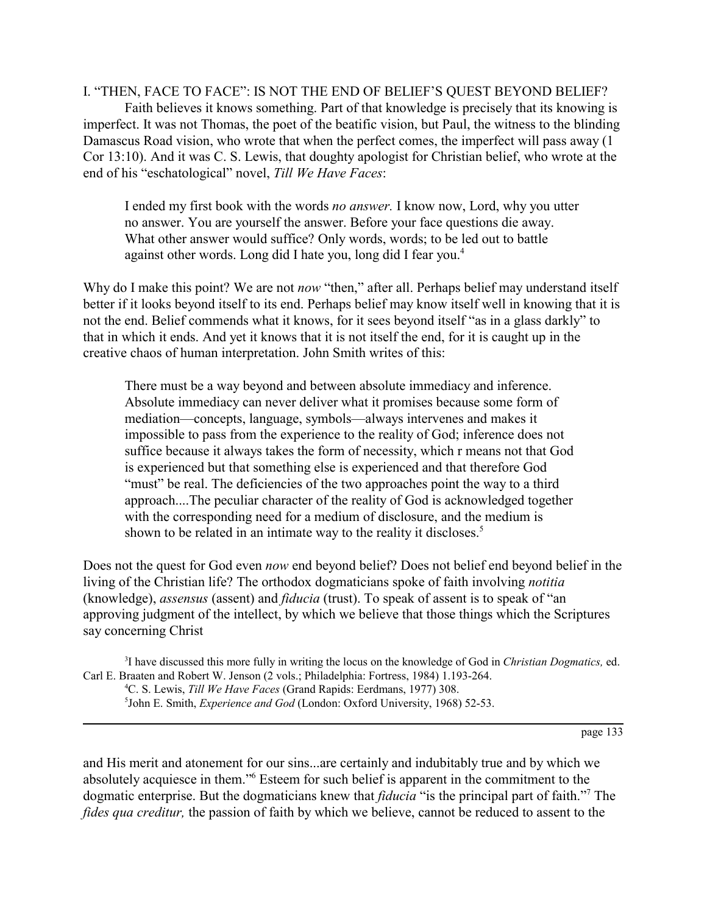## I. "THEN, FACE TO FACE": IS NOT THE END OF BELIEF'S QUEST BEYOND BELIEF?

Faith believes it knows something. Part of that knowledge is precisely that its knowing is imperfect. It was not Thomas, the poet of the beatific vision, but Paul, the witness to the blinding Damascus Road vision, who wrote that when the perfect comes, the imperfect will pass away (1 Cor 13:10). And it was C. S. Lewis, that doughty apologist for Christian belief, who wrote at the end of his "eschatological" novel, *Till We Have Faces*:

> I ended my first book with the words *no answer.* I know now, Lord, why you utter no answer. You are yourself the answer. Before your face questions die away. What other answer would suffice? Only words, words; to be led out to battle against other words. Long did I hate you, long did I fear you.[4]

Why do I make this point? We are not *now* "then," after all. Perhaps belief may understand itself better if it looks beyond itself to its end. Perhaps belief may know itself well in knowing that it is not the end. Belief commends what it knows, for it sees beyond itself "as in a glass darkly" to that in which it ends. And yet it knows that it is not itself the end, for it is caught up in the creative chaos of human interpretation. John Smith writes of this:

> There must be a way beyond and between absolute immediacy and inference. Absolute immediacy can never deliver what it promises because some form of mediation—concepts, language, symbols—always intervenes and makes it impossible to pass from the experience to the reality of God; inference does not suffice because it always takes the form of necessity, which r means not that God is experienced but that something else is experienced and that therefore God "must" be real. The deficiencies of the two approaches point the way to a third approach....The peculiar character of the reality of God is acknowledged together with the corresponding need for a medium of disclosure, and the medium is shown to be related in an intimate way to the reality it discloses.[5]

Does not the quest for God even *now* end beyond belief? Does not belief end beyond belief in the living of the Christian life? The orthodox dogmaticians spoke of faith involving *notitia* (knowledge), *assensus* (assent) and *fiducia* (trust). To speak of assent is to speak of "an approving judgment of the intellect, by which we believe that those things which the Scriptures say concerning Christ and His merit and atonement for our sins...are certainly and indubitably true and by which we absolutely acquiesce in them."[6] Esteem for such belief is apparent in the commitment to the dogmatic enterprise. But the dogmaticians knew that *fiducia* "is the principal part of faith."[7] The *fides qua creditur,* the passion of faith by which we believe, cannot be reduced to assent to the

---

[3] I have discussed this more fully in writing the locus on the knowledge of God in *Christian Dogmatics,* ed. Carl E. Braaten and Robert W. Jenson (2 vols.; Philadelphia: Fortress, 1984) 1.193-264.

[4] C. S. Lewis, *Till We Have Faces* (Grand Rapids: Eerdmans, 1977) 308.

[5] John E. Smith, *Experience and God* (London: Oxford University, 1968) 52-53.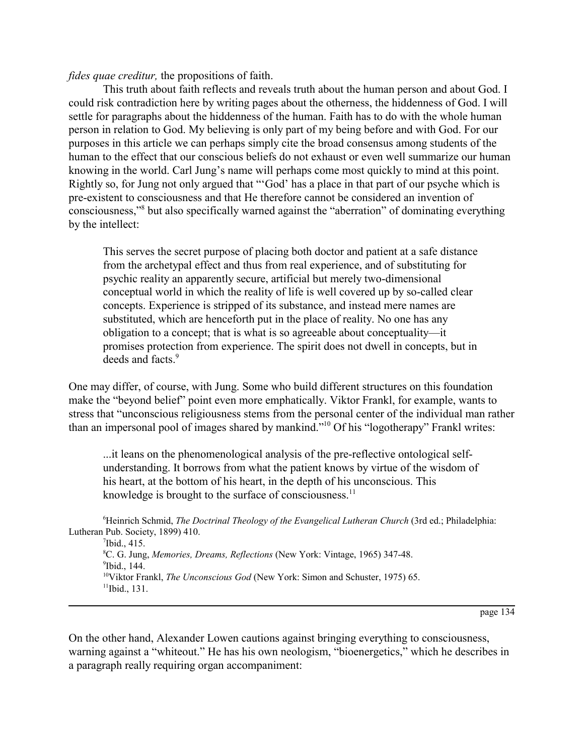*fides quae creditur,* the propositions of faith.

This truth about faith reflects and reveals truth about the human person and about God. I could risk contradiction here by writing pages about the otherness, the hiddenness of God. I will settle for paragraphs about the hiddenness of the human. Faith has to do with the whole human person in relation to God. My believing is only part of my being before and with God. For our purposes in this article we can perhaps simply cite the broad consensus among students of the human to the effect that our conscious beliefs do not exhaust or even well summarize our human knowing in the world. Carl Jung's name will perhaps come most quickly to mind at this point. Rightly so, for Jung not only argued that "'God' has a place in that part of our psyche which is pre-existent to consciousness and that He therefore cannot be considered an invention of consciousness,"[8] but also specifically warned against the "aberration" of dominating everything by the intellect:

> This serves the secret purpose of placing both doctor and patient at a safe distance from the archetypal effect and thus from real experience, and of substituting for psychic reality an apparently secure, artificial but merely two-dimensional conceptual world in which the reality of life is well covered up by so-called clear concepts. Experience is stripped of its substance, and instead mere names are substituted, which are henceforth put in the place of reality. No one has any obligation to a concept; that is what is so agreeable about conceptuality—it promises protection from experience. The spirit does not dwell in concepts, but in deeds and facts.[9]

One may differ, of course, with Jung. Some who build different structures on this foundation make the "beyond belief" point even more emphatically. Viktor Frankl, for example, wants to stress that "unconscious religiousness stems from the personal center of the individual man rather than an impersonal pool of images shared by mankind."[10] Of his "logotherapy" Frankl writes:

> ...it leans on the phenomenological analysis of the pre-reflective ontological self-understanding. It borrows from what the patient knows by virtue of the wisdom of his heart, at the bottom of his heart, in the depth of his unconscious. This knowledge is brought to the surface of consciousness.[11]

[6] Heinrich Schmid, *The Doctrinal Theology of the Evangelical Lutheran Church* (3rd ed.; Philadelphia: Lutheran Pub. Society, 1899) 410.

[7] Ibid., 415.

[8] C. G. Jung, *Memories, Dreams, Reflections* (New York: Vintage, 1965) 347-48.

[9] Ibid., 144.

[10] Viktor Frankl, *The Unconscious God* (New York: Simon and Schuster, 1975) 65.

[11] Ibid., 131.

On the other hand, Alexander Lowen cautions against bringing everything to consciousness, warning against a "whiteout." He has his own neologism, "bioenergetics," which he describes in a paragraph really requiring organ accompaniment: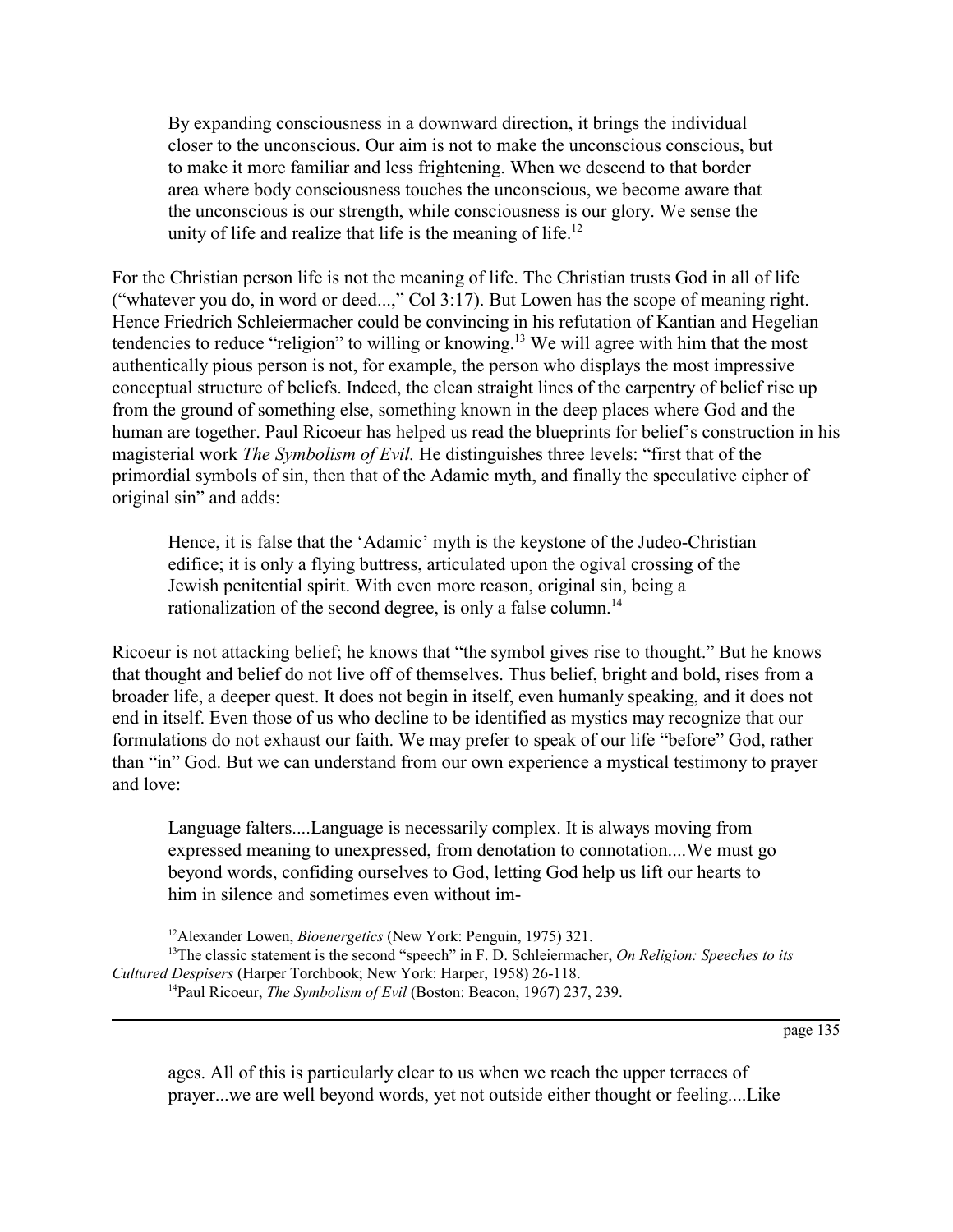> By expanding consciousness in a downward direction, it brings the individual closer to the unconscious. Our aim is not to make the unconscious conscious, but to make it more familiar and less frightening. When we descend to that border area where body consciousness touches the unconscious, we become aware that the unconscious is our strength, while consciousness is our glory. We sense the unity of life and realize that life is the meaning of life.[12]

For the Christian person life is not the meaning of life. The Christian trusts God in all of life ("whatever you do, in word or deed...," Col 3:17). But Lowen has the scope of meaning right. Hence Friedrich Schleiermacher could be convincing in his refutation of Kantian and Hegelian tendencies to reduce "religion" to willing or knowing.[13] We will agree with him that the most authentically pious person is not, for example, the person who displays the most impressive conceptual structure of beliefs. Indeed, the clean straight lines of the carpentry of belief rise up from the ground of something else, something known in the deep places where God and the human are together. Paul Ricoeur has helped us read the blueprints for belief's construction in his magisterial work *The Symbolism of Evil.* He distinguishes three levels: "first that of the primordial symbols of sin, then that of the Adamic myth, and finally the speculative cipher of original sin" and adds:

> Hence, it is false that the 'Adamic' myth is the keystone of the Judeo-Christian edifice; it is only a flying buttress, articulated upon the ogival crossing of the Jewish penitential spirit. With even more reason, original sin, being a rationalization of the second degree, is only a false column.[14]

Ricoeur is not attacking belief; he knows that "the symbol gives rise to thought." But he knows that thought and belief do not live off of themselves. Thus belief, bright and bold, rises from a broader life, a deeper quest. It does not begin in itself, even humanly speaking, and it does not end in itself. Even those of us who decline to be identified as mystics may recognize that our formulations do not exhaust our faith. We may prefer to speak of our life "before" God, rather than "in" God. But we can understand from our own experience a mystical testimony to prayer and love:

> Language falters....Language is necessarily complex. It is always moving from expressed meaning to unexpressed, from denotation to connotation....We must go beyond words, confiding ourselves to God, letting God help us lift our hearts to him in silence and sometimes even without images. All of this is particularly clear to us when we reach the upper terraces of prayer...we are well beyond words, yet not outside either thought or feeling....Like

[12]Alexander Lowen, *Bioenergetics* (New York: Penguin, 1975) 321.

[13]The classic statement is the second "speech" in F. D. Schleiermacher, *On Religion: Speeches to its Cultured Despisers* (Harper Torchbook; New York: Harper, 1958) 26-118.

[14]Paul Ricoeur, *The Symbolism of Evil* (Boston: Beacon, 1967) 237, 239.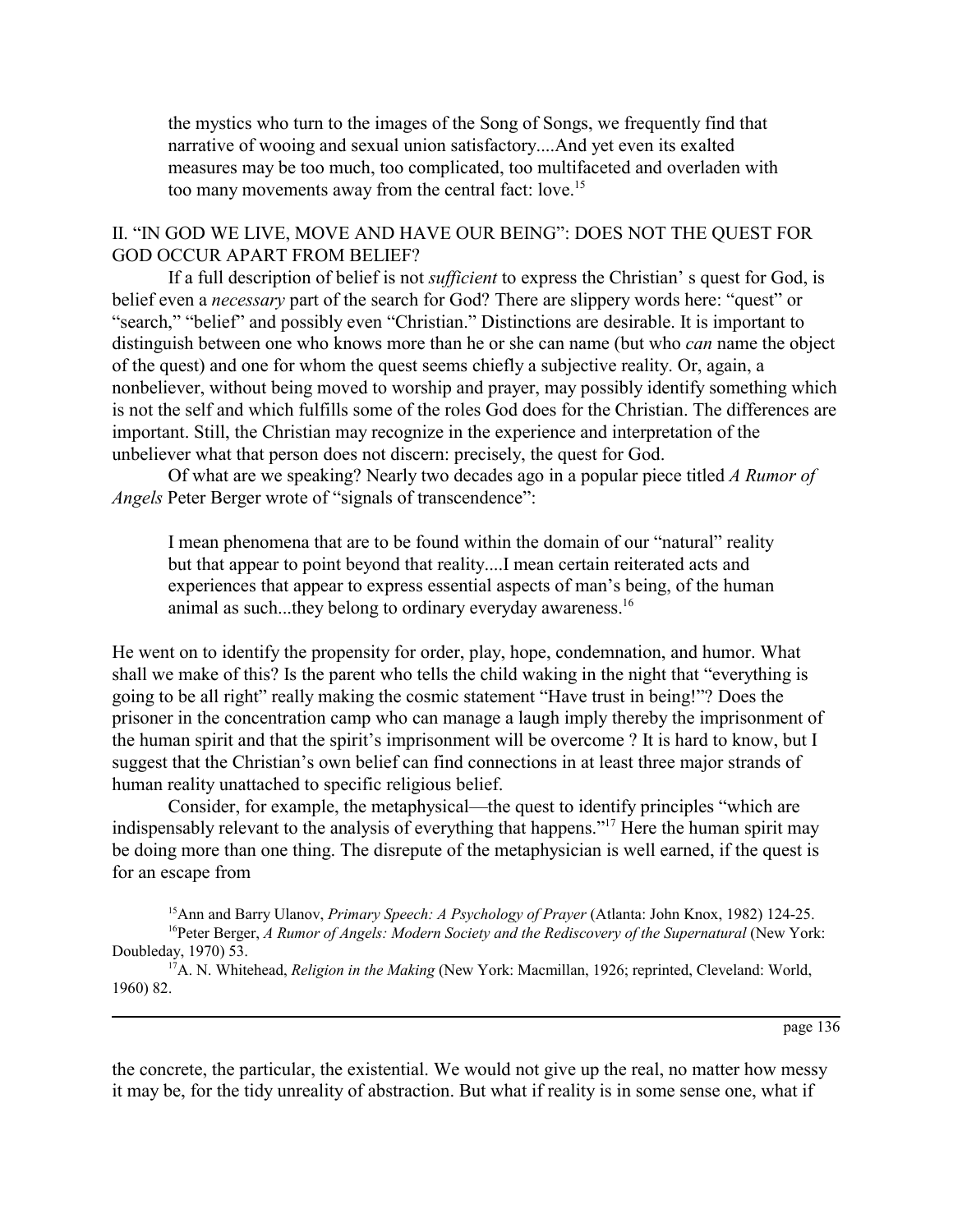> the mystics who turn to the images of the Song of Songs, we frequently find that narrative of wooing and sexual union satisfactory....And yet even its exalted measures may be too much, too complicated, too multifaceted and overladen with too many movements away from the central fact: love.[15]

## II. "IN GOD WE LIVE, MOVE AND HAVE OUR BEING": DOES NOT THE QUEST FOR GOD OCCUR APART FROM BELIEF?

If a full description of belief is not *sufficient* to express the Christian' s quest for God, is belief even a *necessary* part of the search for God? There are slippery words here: "quest" or "search," "belief" and possibly even "Christian." Distinctions are desirable. It is important to distinguish between one who knows more than he or she can name (but who *can* name the object of the quest) and one for whom the quest seems chiefly a subjective reality. Or, again, a nonbeliever, without being moved to worship and prayer, may possibly identify something which is not the self and which fulfills some of the roles God does for the Christian. The differences are important. Still, the Christian may recognize in the experience and interpretation of the unbeliever what that person does not discern: precisely, the quest for God.

Of what are we speaking? Nearly two decades ago in a popular piece titled *A Rumor of Angels* Peter Berger wrote of "signals of transcendence":

> I mean phenomena that are to be found within the domain of our "natural" reality but that appear to point beyond that reality....I mean certain reiterated acts and experiences that appear to express essential aspects of man's being, of the human animal as such...they belong to ordinary everyday awareness.[16]

He went on to identify the propensity for order, play, hope, condemnation, and humor. What shall we make of this? Is the parent who tells the child waking in the night that "everything is going to be all right" really making the cosmic statement "Have trust in being!"? Does the prisoner in the concentration camp who can manage a laugh imply thereby the imprisonment of the human spirit and that the spirit's imprisonment will be overcome ? It is hard to know, but I suggest that the Christian's own belief can find connections in at least three major strands of human reality unattached to specific religious belief.

Consider, for example, the metaphysical—the quest to identify principles "which are indispensably relevant to the analysis of everything that happens."[17] Here the human spirit may be doing more than one thing. The disrepute of the metaphysician is well earned, if the quest is for an escape from the concrete, the particular, the existential. We would not give up the real, no matter how messy it may be, for the tidy unreality of abstraction. But what if reality is in some sense one, what if

---

[15] Ann and Barry Ulanov, *Primary Speech: A Psychology of Prayer* (Atlanta: John Knox, 1982) 124-25.

[16] Peter Berger, *A Rumor of Angels: Modern Society and the Rediscovery of the Supernatural* (New York: Doubleday, 1970) 53.

[17] A. N. Whitehead, *Religion in the Making* (New York: Macmillan, 1926; reprinted, Cleveland: World, 1960) 82.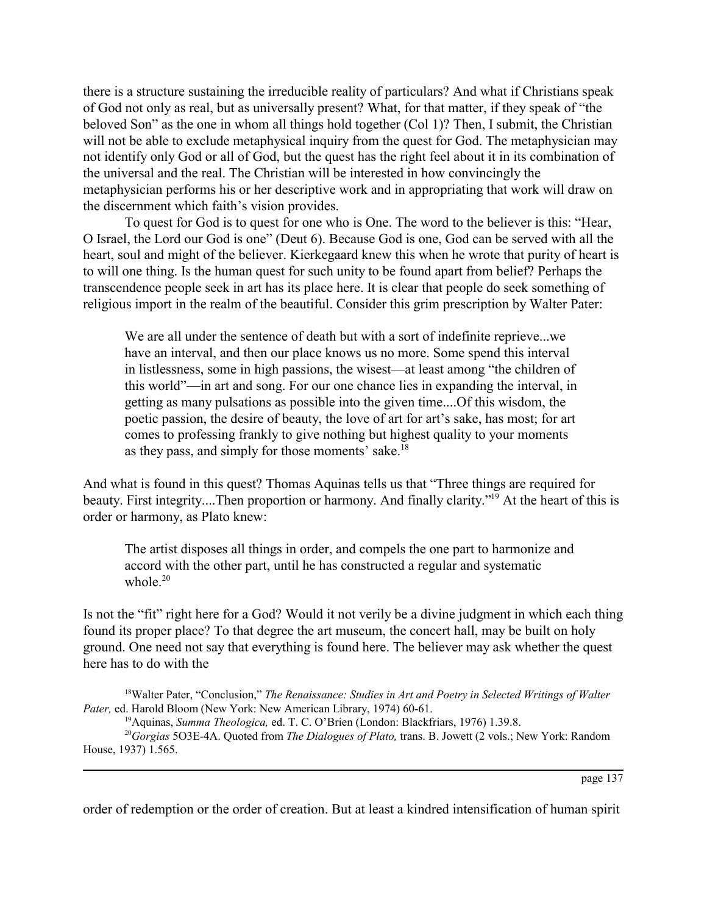there is a structure sustaining the irreducible reality of particulars? And what if Christians speak of God not only as real, but as universally present? What, for that matter, if they speak of "the beloved Son" as the one in whom all things hold together (Col 1)? Then, I submit, the Christian will not be able to exclude metaphysical inquiry from the quest for God. The metaphysician may not identify only God or all of God, but the quest has the right feel about it in its combination of the universal and the real. The Christian will be interested in how convincingly the metaphysician performs his or her descriptive work and in appropriating that work will draw on the discernment which faith's vision provides.

To quest for God is to quest for one who is One. The word to the believer is this: "Hear, O Israel, the Lord our God is one" (Deut 6). Because God is one, God can be served with all the heart, soul and might of the believer. Kierkegaard knew this when he wrote that purity of heart is to will one thing. Is the human quest for such unity to be found apart from belief? Perhaps the transcendence people seek in art has its place here. It is clear that people do seek something of religious import in the realm of the beautiful. Consider this grim prescription by Walter Pater:

> We are all under the sentence of death but with a sort of indefinite reprieve...we have an interval, and then our place knows us no more. Some spend this interval in listlessness, some in high passions, the wisest—at least among "the children of this world"—in art and song. For our one chance lies in expanding the interval, in getting as many pulsations as possible into the given time....Of this wisdom, the poetic passion, the desire of beauty, the love of art for art's sake, has most; for art comes to professing frankly to give nothing but highest quality to your moments as they pass, and simply for those moments' sake.[18]

And what is found in this quest? Thomas Aquinas tells us that "Three things are required for beauty. First integrity....Then proportion or harmony. And finally clarity."[19] At the heart of this is order or harmony, as Plato knew:

> The artist disposes all things in order, and compels the one part to harmonize and accord with the other part, until he has constructed a regular and systematic whole.[20]

Is not the "fit" right here for a God? Would it not verily be a divine judgment in which each thing found its proper place? To that degree the art museum, the concert hall, may be built on holy ground. One need not say that everything is found here. The believer may ask whether the quest here has to do with the order of redemption or the order of creation. But at least a kindred intensification of human spirit

---

[18]Walter Pater, "Conclusion," *The Renaissance: Studies in Art and Poetry in Selected Writings of Walter Pater,* ed. Harold Bloom (New York: New American Library, 1974) 60-61.

[19]Aquinas, *Summa Theologica,* ed. T. C. O'Brien (London: Blackfriars, 1976) 1.39.8.

[20]*Gorgias* 5O3E-4A. Quoted from *The Dialogues of Plato,* trans. B. Jowett (2 vols.; New York: Random House, 1937) 1.565.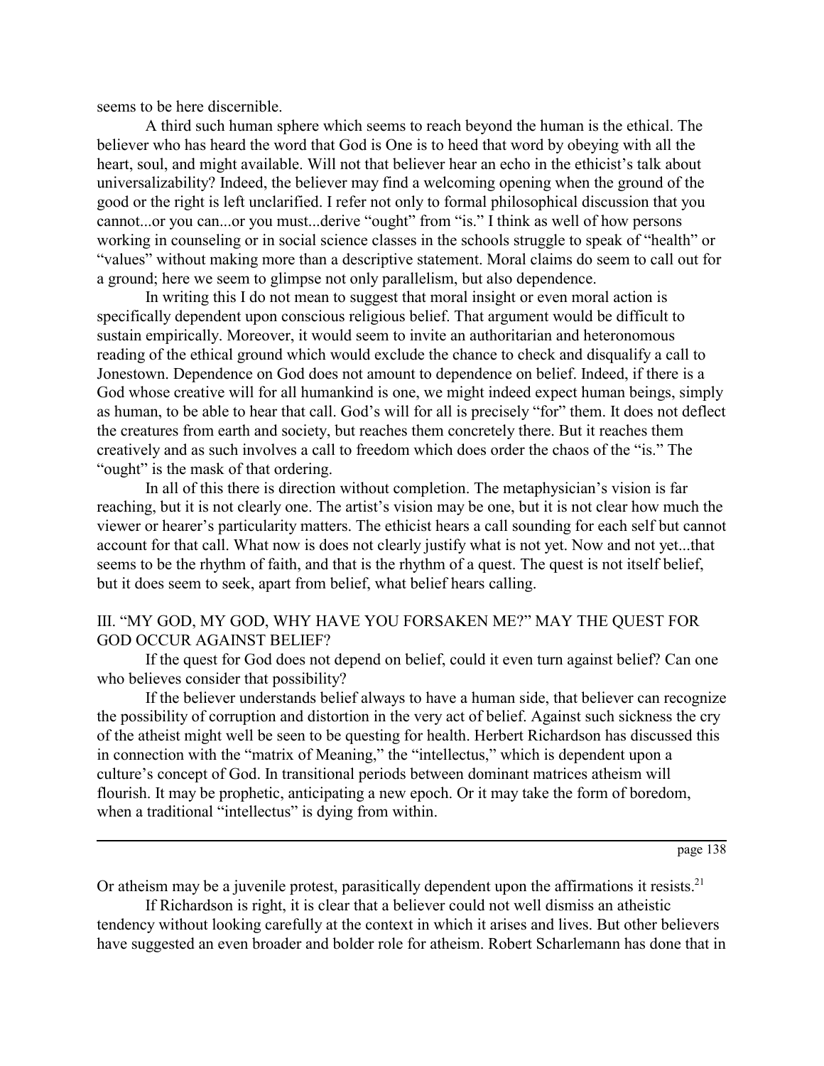seems to be here discernible.

A third such human sphere which seems to reach beyond the human is the ethical. The believer who has heard the word that God is One is to heed that word by obeying with all the heart, soul, and might available. Will not that believer hear an echo in the ethicist's talk about universalizability? Indeed, the believer may find a welcoming opening when the ground of the good or the right is left unclarified. I refer not only to formal philosophical discussion that you cannot...or you can...or you must...derive "ought" from "is." I think as well of how persons working in counseling or in social science classes in the schools struggle to speak of "health" or "values" without making more than a descriptive statement. Moral claims do seem to call out for a ground; here we seem to glimpse not only parallelism, but also dependence.

In writing this I do not mean to suggest that moral insight or even moral action is specifically dependent upon conscious religious belief. That argument would be difficult to sustain empirically. Moreover, it would seem to invite an authoritarian and heteronomous reading of the ethical ground which would exclude the chance to check and disqualify a call to Jonestown. Dependence on God does not amount to dependence on belief. Indeed, if there is a God whose creative will for all humankind is one, we might indeed expect human beings, simply as human, to be able to hear that call. God's will for all is precisely "for" them. It does not deflect the creatures from earth and society, but reaches them concretely there. But it reaches them creatively and as such involves a call to freedom which does order the chaos of the "is." The "ought" is the mask of that ordering.

In all of this there is direction without completion. The metaphysician's vision is far reaching, but it is not clearly one. The artist's vision may be one, but it is not clear how much the viewer or hearer's particularity matters. The ethicist hears a call sounding for each self but cannot account for that call. What now is does not clearly justify what is not yet. Now and not yet...that seems to be the rhythm of faith, and that is the rhythm of a quest. The quest is not itself belief, but it does seem to seek, apart from belief, what belief hears calling.

## III. "MY GOD, MY GOD, WHY HAVE YOU FORSAKEN ME?" MAY THE QUEST FOR GOD OCCUR AGAINST BELIEF?

If the quest for God does not depend on belief, could it even turn against belief? Can one who believes consider that possibility?

If the believer understands belief always to have a human side, that believer can recognize the possibility of corruption and distortion in the very act of belief. Against such sickness the cry of the atheist might well be seen to be questing for health. Herbert Richardson has discussed this in connection with the "matrix of Meaning," the "intellectus," which is dependent upon a culture's concept of God. In transitional periods between dominant matrices atheism will flourish. It may be prophetic, anticipating a new epoch. Or it may take the form of boredom, when a traditional "intellectus" is dying from within.

Or atheism may be a juvenile protest, parasitically dependent upon the affirmations it resists.[21]

If Richardson is right, it is clear that a believer could not well dismiss an atheistic tendency without looking carefully at the context in which it arises and lives. But other believers have suggested an even broader and bolder role for atheism. Robert Scharlemann has done that in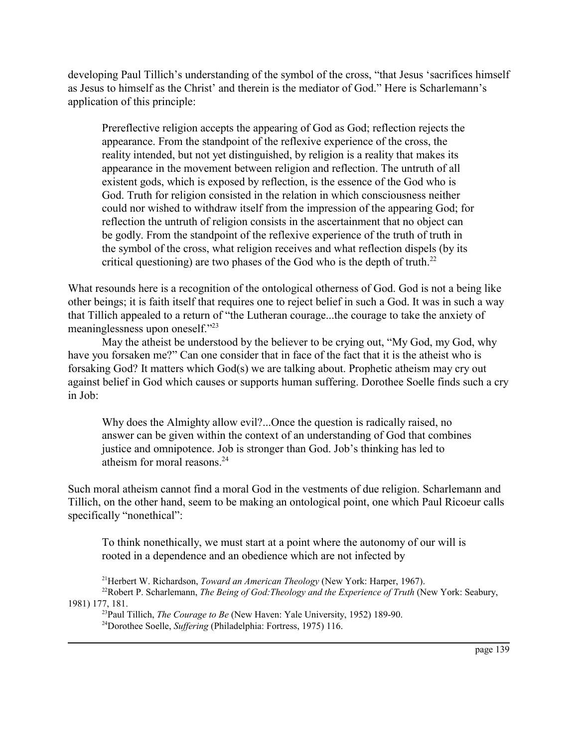developing Paul Tillich's understanding of the symbol of the cross, "that Jesus 'sacrifices himself as Jesus to himself as the Christ' and therein is the mediator of God." Here is Scharlemann's application of this principle:

> Prereflective religion accepts the appearing of God as God; reflection rejects the appearance. From the standpoint of the reflexive experience of the cross, the reality intended, but not yet distinguished, by religion is a reality that makes its appearance in the movement between religion and reflection. The untruth of all existent gods, which is exposed by reflection, is the essence of the God who is God. Truth for religion consisted in the relation in which consciousness neither could nor wished to withdraw itself from the impression of the appearing God; for reflection the untruth of religion consists in the ascertainment that no object can be godly. From the standpoint of the reflexive experience of the truth of truth in the symbol of the cross, what religion receives and what reflection dispels (by its critical questioning) are two phases of the God who is the depth of truth.[22]

What resounds here is a recognition of the ontological otherness of God. God is not a being like other beings; it is faith itself that requires one to reject belief in such a God. It was in such a way that Tillich appealed to a return of "the Lutheran courage...the courage to take the anxiety of meaninglessness upon oneself."[23]

May the atheist be understood by the believer to be crying out, "My God, my God, why have you forsaken me?" Can one consider that in face of the fact that it is the atheist who is forsaking God? It matters which God(s) we are talking about. Prophetic atheism may cry out against belief in God which causes or supports human suffering. Dorothee Soelle finds such a cry in Job:

> Why does the Almighty allow evil?...Once the question is radically raised, no answer can be given within the context of an understanding of God that combines justice and omnipotence. Job is stronger than God. Job's thinking has led to atheism for moral reasons.[24]

Such moral atheism cannot find a moral God in the vestments of due religion. Scharlemann and Tillich, on the other hand, seem to be making an ontological point, one which Paul Ricoeur calls specifically "nonethical":

> To think nonethically, we must start at a point where the autonomy of our will is rooted in a dependence and an obedience which are not infected by

[21] Herbert W. Richardson, *Toward an American Theology* (New York: Harper, 1967).

[22] Robert P. Scharlemann, *The Being of God:Theology and the Experience of Truth* (New York: Seabury, 1981) 177, 181.

[23] Paul Tillich, *The Courage to Be* (New Haven: Yale University, 1952) 189-90.

[24] Dorothee Soelle, *Suffering* (Philadelphia: Fortress, 1975) 116.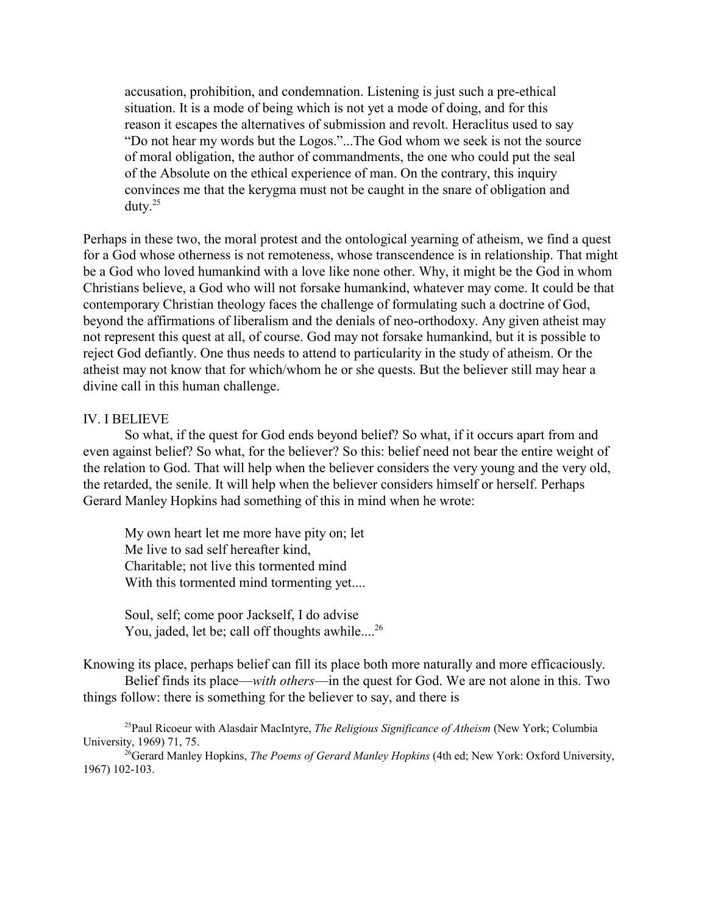> accusation, prohibition, and condemnation. Listening is just such a pre-ethical situation. It is a mode of being which is not yet a mode of doing, and for this reason it escapes the alternatives of submission and revolt. Heraclitus used to say "Do not hear my words but the Logos."...The God whom we seek is not the source of moral obligation, the author of commandments, the one who could put the seal of the Absolute on the ethical experience of man. On the contrary, this inquiry convinces me that the kerygma must not be caught in the snare of obligation and duty.[25]

Perhaps in these two, the moral protest and the ontological yearning of atheism, we find a quest for a God whose otherness is not remoteness, whose transcendence is in relationship. That might be a God who loved humankind with a love like none other. Why, it might be the God in whom Christians believe, a God who will not forsake humankind, whatever may come. It could be that contemporary Christian theology faces the challenge of formulating such a doctrine of God, beyond the affirmations of liberalism and the denials of neo-orthodoxy. Any given atheist may not represent this quest at all, of course. God may not forsake humankind, but it is possible to reject God defiantly. One thus needs to attend to particularity in the study of atheism. Or the atheist may not know that for which/whom he or she quests. But the believer still may hear a divine call in this human challenge.

## IV. I BELIEVE

So what, if the quest for God ends beyond belief? So what, if it occurs apart from and even against belief? So what, for the believer? So this: belief need not bear the entire weight of the relation to God. That will help when the believer considers the very young and the very old, the retarded, the senile. It will help when the believer considers himself or herself. Perhaps Gerard Manley Hopkins had something of this in mind when he wrote:

> My own heart let me more have pity on; let
> Me live to sad self hereafter kind,
> Charitable; not live this tormented mind
> With this tormented mind tormenting yet....
>
> Soul, self; come poor Jackself, I do advise
> You, jaded, let be; call off thoughts awhile....[26]

Knowing its place, perhaps belief can fill its place both more naturally and more efficaciously.

Belief finds its place—*with others*—in the quest for God. We are not alone in this. Two things follow: there is something for the believer to say, and there is

[25]Paul Ricoeur with Alasdair MacIntyre, *The Religious Significance of Atheism* (New York; Columbia University, 1969) 71, 75.

[26]Gerard Manley Hopkins, *The Poems of Gerard Manley Hopkins* (4th ed; New York: Oxford University, 1967) 102-103.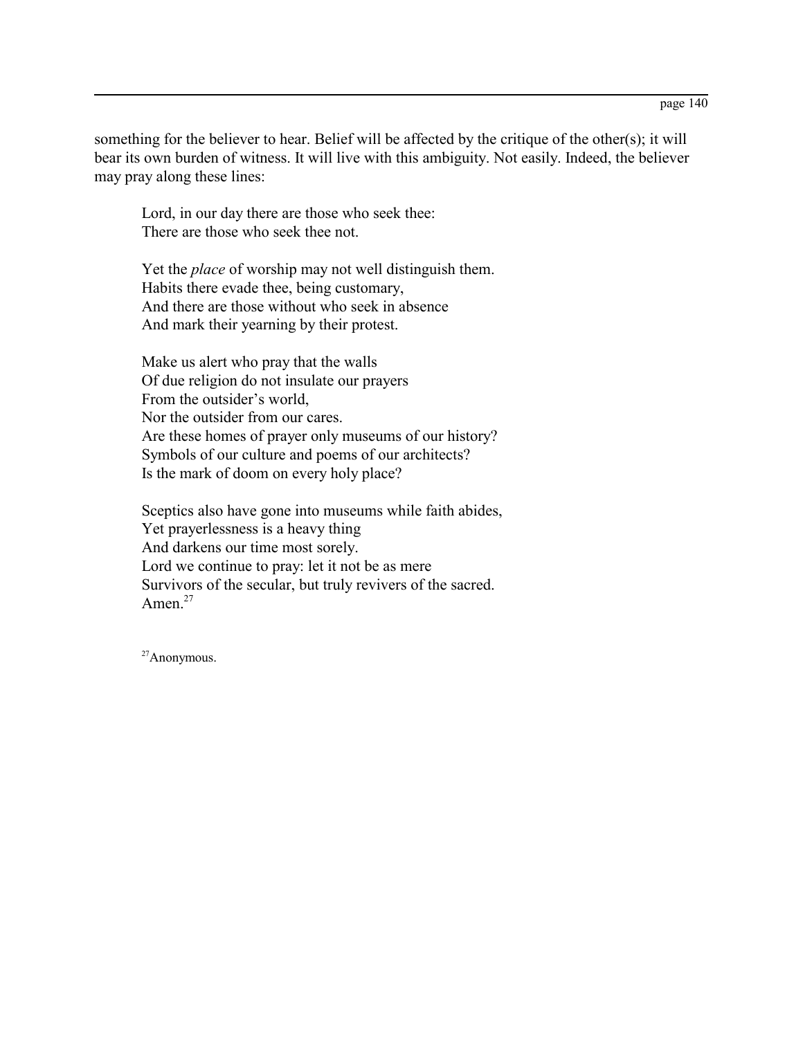something for the believer to hear. Belief will be affected by the critique of the other(s); it will bear its own burden of witness. It will live with this ambiguity. Not easily. Indeed, the believer may pray along these lines:

> Lord, in our day there are those who seek thee:
> There are those who seek thee not.
>
> Yet the *place* of worship may not well distinguish them.
> Habits there evade thee, being customary,
> And there are those without who seek in absence
> And mark their yearning by their protest.
>
> Make us alert who pray that the walls
> Of due religion do not insulate our prayers
> From the outsider's world,
> Nor the outsider from our cares.
> Are these homes of prayer only museums of our history?
> Symbols of our culture and poems of our architects?
> Is the mark of doom on every holy place?
>
> Sceptics also have gone into museums while faith abides,
> Yet prayerlessness is a heavy thing
> And darkens our time most sorely.
> Lord we continue to pray: let it not be as mere
> Survivors of the secular, but truly revivers of the sacred.
> Amen.[27]

[27] Anonymous.